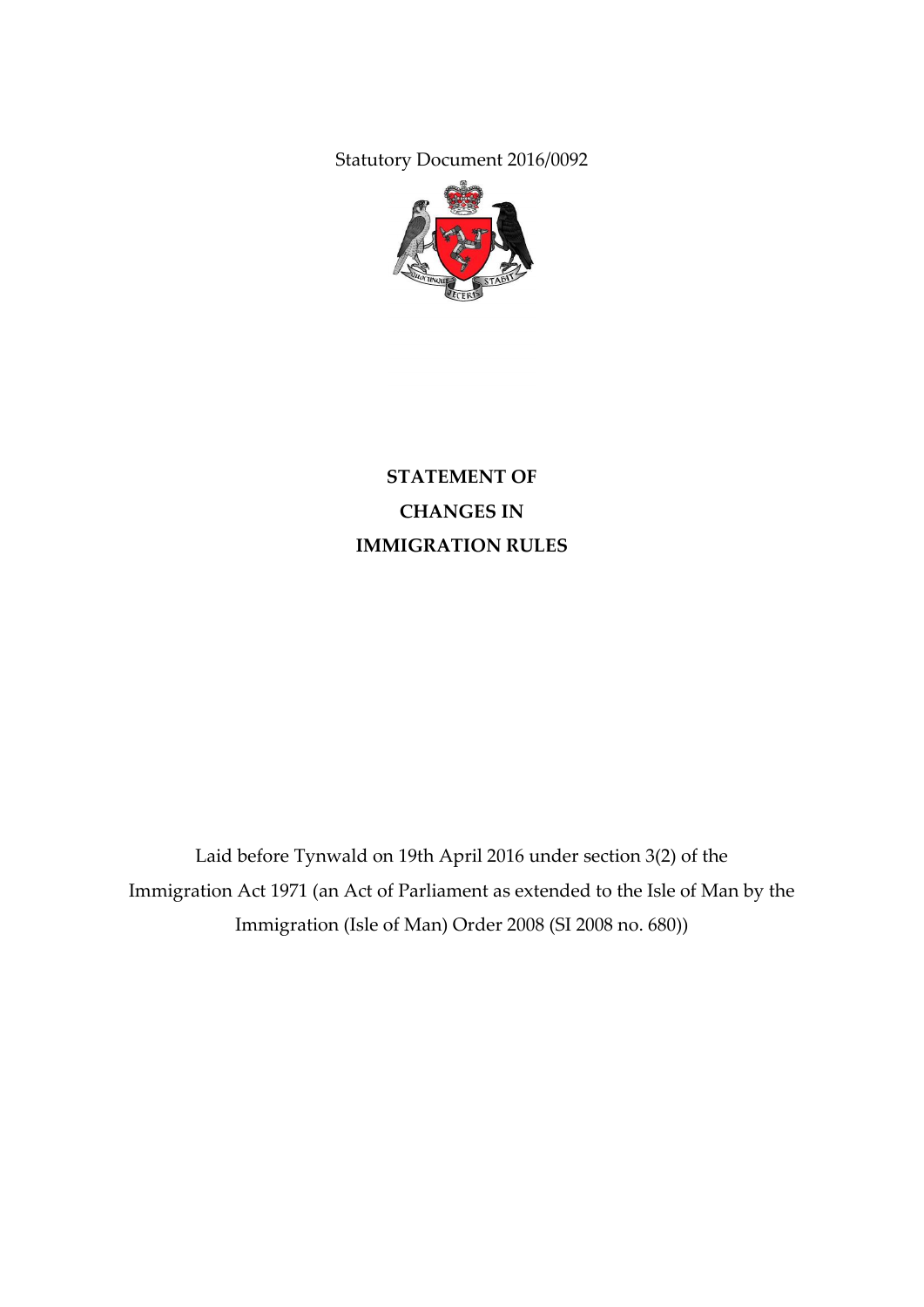Statutory Document 2016/0092

# STATEMENT OF CHANGES IN IMMIGRATION RULES

Laid before Tynwald on 19th April 2016 under section 3(2) of the Immigration Act 1971 (an Act of Parliament as extended to the Isle of Man by the Immigration (Isle of Man) Order 2008 (SI 2008 no. 680))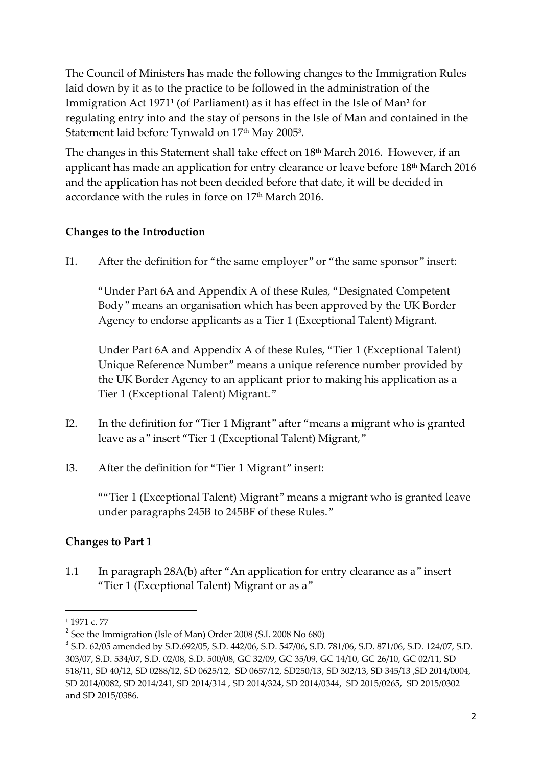The Council of Ministers has made the following changes to the Immigration Rules laid down by it as to the practice to be followed in the administration of the Immigration Act 1971[1] (of Parliament) as it has effect in the Isle of Man[2] for regulating entry into and the stay of persons in the Isle of Man and contained in the Statement laid before Tynwald on 17th May 2005[3].

The changes in this Statement shall take effect on 18th March 2016. However, if an applicant has made an application for entry clearance or leave before 18th March 2016 and the application has not been decided before that date, it will be decided in accordance with the rules in force on 17th March 2016.

**Changes to the Introduction**

I1. After the definition for "the same employer" or "the same sponsor" insert:

"Under Part 6A and Appendix A of these Rules, "Designated Competent Body" means an organisation which has been approved by the UK Border Agency to endorse applicants as a Tier 1 (Exceptional Talent) Migrant.

Under Part 6A and Appendix A of these Rules, "Tier 1 (Exceptional Talent) Unique Reference Number" means a unique reference number provided by the UK Border Agency to an applicant prior to making his application as a Tier 1 (Exceptional Talent) Migrant."

I2. In the definition for "Tier 1 Migrant" after "means a migrant who is granted leave as a" insert "Tier 1 (Exceptional Talent) Migrant,"

I3. After the definition for "Tier 1 Migrant" insert:

""Tier 1 (Exceptional Talent) Migrant" means a migrant who is granted leave under paragraphs 245B to 245BF of these Rules."

**Changes to Part 1**

1.1 In paragraph 28A(b) after "An application for entry clearance as a" insert "Tier 1 (Exceptional Talent) Migrant or as a"

---

[1] 1971 c. 77

[2] See the Immigration (Isle of Man) Order 2008 (S.I. 2008 No 680)

[3] S.D. 62/05 amended by S.D.692/05, S.D. 442/06, S.D. 547/06, S.D. 781/06, S.D. 871/06, S.D. 124/07, S.D. 303/07, S.D. 534/07, S.D. 02/08, S.D. 500/08, GC 32/09, GC 35/09, GC 14/10, GC 26/10, GC 02/11, SD 518/11, SD 40/12, SD 0288/12, SD 0625/12, SD 0657/12, SD250/13, SD 302/13, SD 345/13 ,SD 2014/0004, SD 2014/0082, SD 2014/241, SD 2014/314 , SD 2014/324, SD 2014/0344, SD 2015/0265, SD 2015/0302 and SD 2015/0386.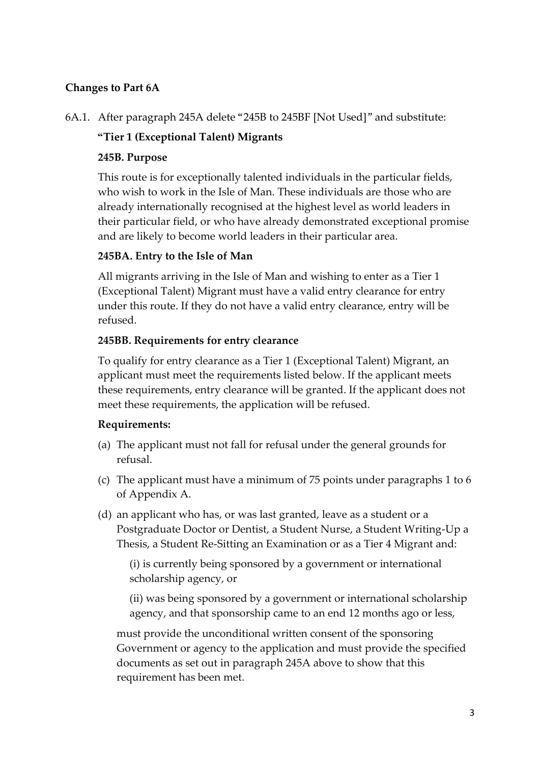**Changes to Part 6A**

6A.1. After paragraph 245A delete "245B to 245BF [Not Used]" and substitute:

**"Tier 1 (Exceptional Talent) Migrants**

**245B. Purpose**

This route is for exceptionally talented individuals in the particular fields, who wish to work in the Isle of Man. These individuals are those who are already internationally recognised at the highest level as world leaders in their particular field, or who have already demonstrated exceptional promise and are likely to become world leaders in their particular area.

**245BA. Entry to the Isle of Man**

All migrants arriving in the Isle of Man and wishing to enter as a Tier 1 (Exceptional Talent) Migrant must have a valid entry clearance for entry under this route. If they do not have a valid entry clearance, entry will be refused.

**245BB. Requirements for entry clearance**

To qualify for entry clearance as a Tier 1 (Exceptional Talent) Migrant, an applicant must meet the requirements listed below. If the applicant meets these requirements, entry clearance will be granted. If the applicant does not meet these requirements, the application will be refused.

**Requirements:**

(a) The applicant must not fall for refusal under the general grounds for refusal.

(c) The applicant must have a minimum of 75 points under paragraphs 1 to 6 of Appendix A.

(d) an applicant who has, or was last granted, leave as a student or a Postgraduate Doctor or Dentist, a Student Nurse, a Student Writing-Up a Thesis, a Student Re-Sitting an Examination or as a Tier 4 Migrant and:

(i) is currently being sponsored by a government or international scholarship agency, or

(ii) was being sponsored by a government or international scholarship agency, and that sponsorship came to an end 12 months ago or less,

must provide the unconditional written consent of the sponsoring Government or agency to the application and must provide the specified documents as set out in paragraph 245A above to show that this requirement has been met.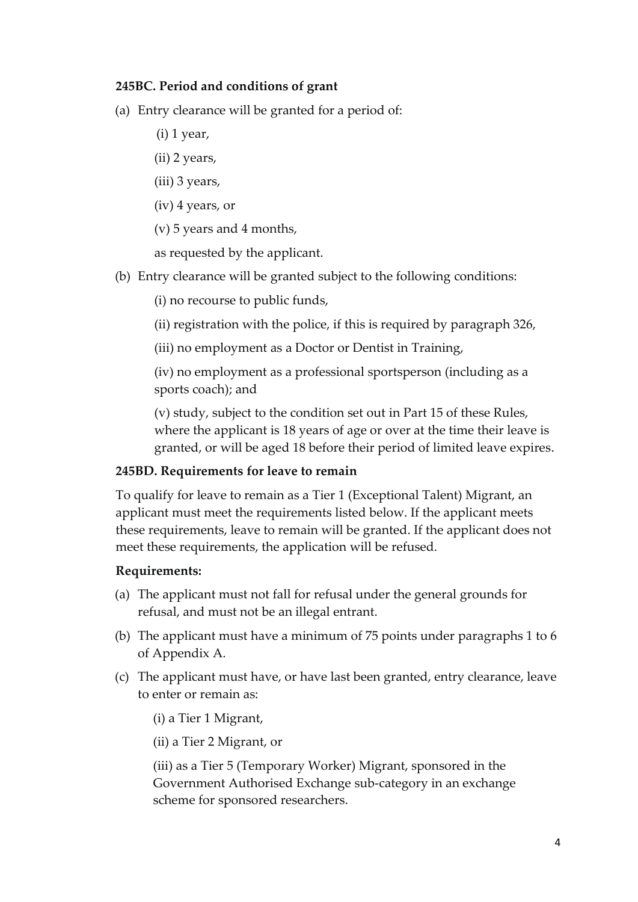**245BC. Period and conditions of grant**

(a) Entry clearance will be granted for a period of:

(i) 1 year,

(ii) 2 years,

(iii) 3 years,

(iv) 4 years, or

(v) 5 years and 4 months,

as requested by the applicant.

(b) Entry clearance will be granted subject to the following conditions:

(i) no recourse to public funds,

(ii) registration with the police, if this is required by paragraph 326,

(iii) no employment as a Doctor or Dentist in Training,

(iv) no employment as a professional sportsperson (including as a sports coach); and

(v) study, subject to the condition set out in Part 15 of these Rules, where the applicant is 18 years of age or over at the time their leave is granted, or will be aged 18 before their period of limited leave expires.

**245BD. Requirements for leave to remain**

To qualify for leave to remain as a Tier 1 (Exceptional Talent) Migrant, an applicant must meet the requirements listed below. If the applicant meets these requirements, leave to remain will be granted. If the applicant does not meet these requirements, the application will be refused.

**Requirements:**

(a) The applicant must not fall for refusal under the general grounds for refusal, and must not be an illegal entrant.

(b) The applicant must have a minimum of 75 points under paragraphs 1 to 6 of Appendix A.

(c) The applicant must have, or have last been granted, entry clearance, leave to enter or remain as:

(i) a Tier 1 Migrant,

(ii) a Tier 2 Migrant, or

(iii) as a Tier 5 (Temporary Worker) Migrant, sponsored in the Government Authorised Exchange sub-category in an exchange scheme for sponsored researchers.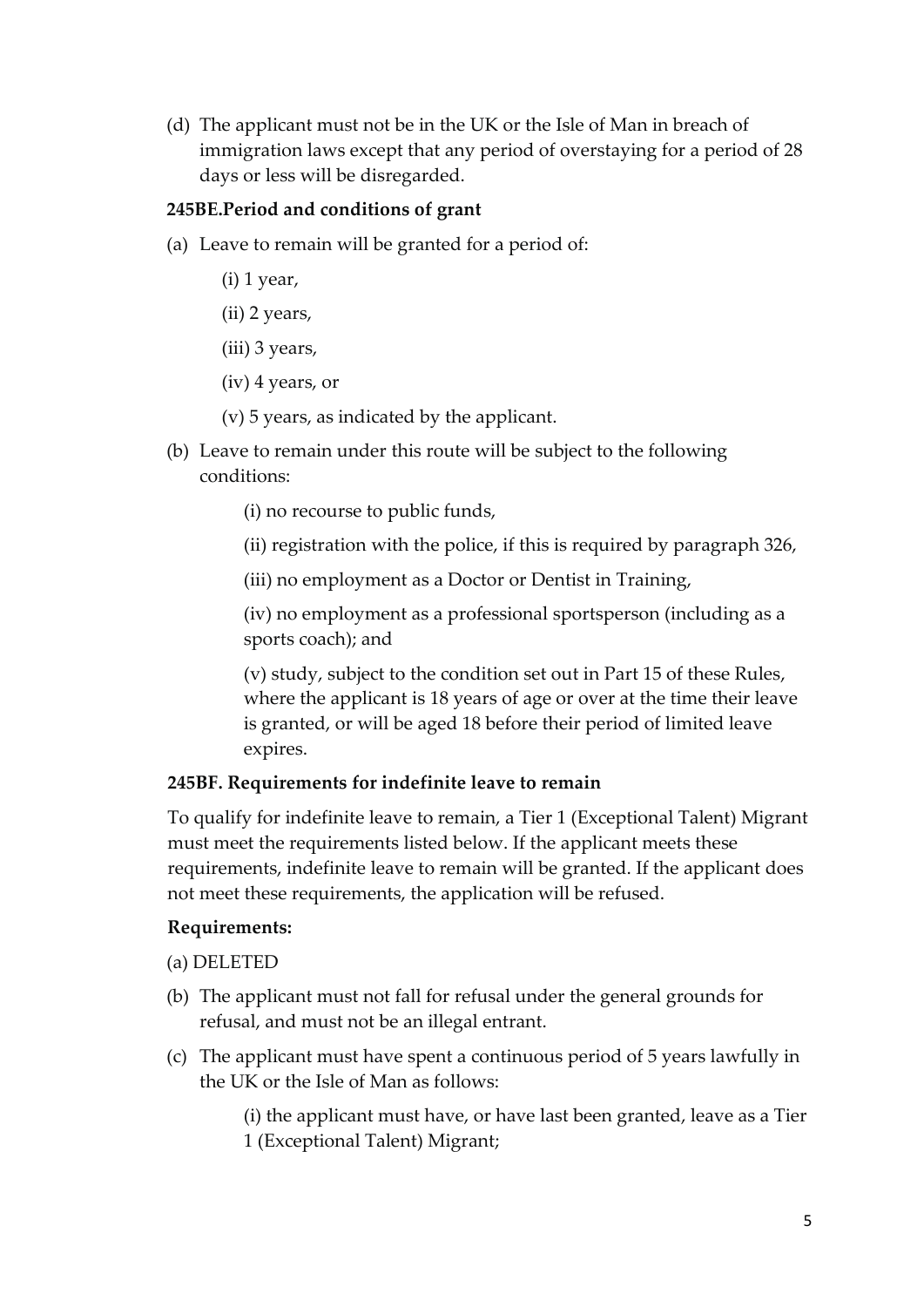(d) The applicant must not be in the UK or the Isle of Man in breach of immigration laws except that any period of overstaying for a period of 28 days or less will be disregarded.

**245BE.Period and conditions of grant**

(a) Leave to remain will be granted for a period of:

(i) 1 year,

(ii) 2 years,

(iii) 3 years,

(iv) 4 years, or

(v) 5 years, as indicated by the applicant.

(b) Leave to remain under this route will be subject to the following conditions:

(i) no recourse to public funds,

(ii) registration with the police, if this is required by paragraph 326,

(iii) no employment as a Doctor or Dentist in Training,

(iv) no employment as a professional sportsperson (including as a sports coach); and

(v) study, subject to the condition set out in Part 15 of these Rules, where the applicant is 18 years of age or over at the time their leave is granted, or will be aged 18 before their period of limited leave expires.

**245BF. Requirements for indefinite leave to remain**

To qualify for indefinite leave to remain, a Tier 1 (Exceptional Talent) Migrant must meet the requirements listed below. If the applicant meets these requirements, indefinite leave to remain will be granted. If the applicant does not meet these requirements, the application will be refused.

**Requirements:**

(a) DELETED

(b) The applicant must not fall for refusal under the general grounds for refusal, and must not be an illegal entrant.

(c) The applicant must have spent a continuous period of 5 years lawfully in the UK or the Isle of Man as follows:

(i) the applicant must have, or have last been granted, leave as a Tier 1 (Exceptional Talent) Migrant;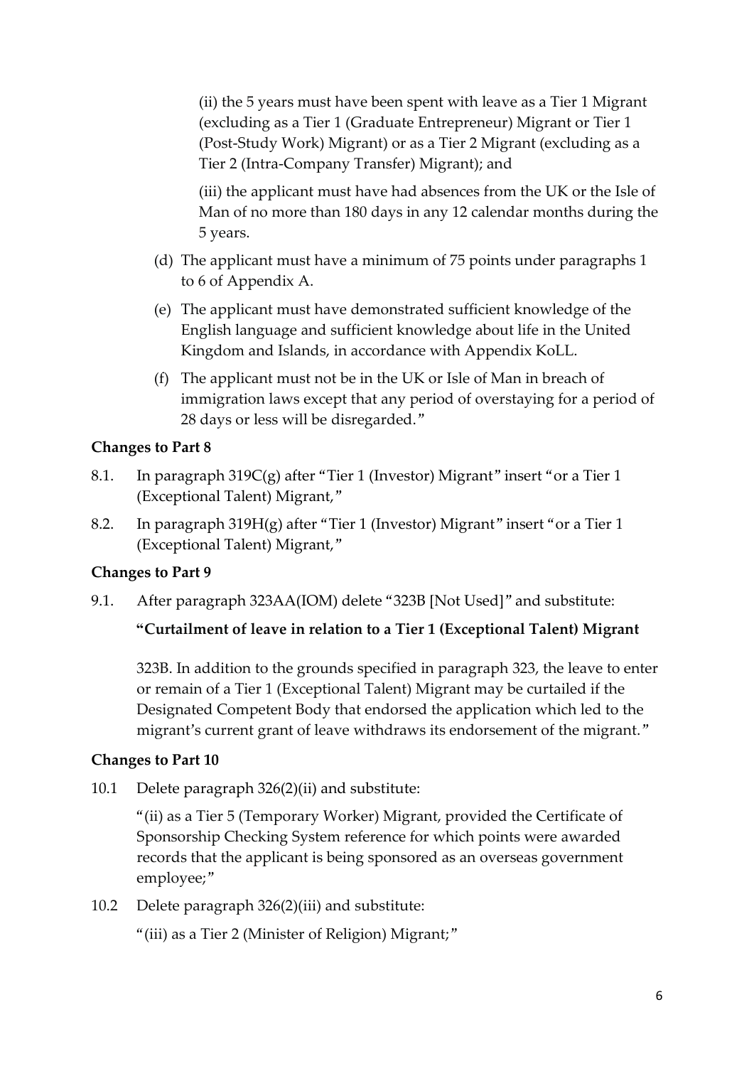(ii) the 5 years must have been spent with leave as a Tier 1 Migrant (excluding as a Tier 1 (Graduate Entrepreneur) Migrant or Tier 1 (Post-Study Work) Migrant) or as a Tier 2 Migrant (excluding as a Tier 2 (Intra-Company Transfer) Migrant); and

(iii) the applicant must have had absences from the UK or the Isle of Man of no more than 180 days in any 12 calendar months during the 5 years.

(d) The applicant must have a minimum of 75 points under paragraphs 1 to 6 of Appendix A.

(e) The applicant must have demonstrated sufficient knowledge of the English language and sufficient knowledge about life in the United Kingdom and Islands, in accordance with Appendix KoLL.

(f) The applicant must not be in the UK or Isle of Man in breach of immigration laws except that any period of overstaying for a period of 28 days or less will be disregarded."

**Changes to Part 8**

8.1. In paragraph 319C(g) after "Tier 1 (Investor) Migrant" insert "or a Tier 1 (Exceptional Talent) Migrant,"

8.2. In paragraph 319H(g) after "Tier 1 (Investor) Migrant" insert "or a Tier 1 (Exceptional Talent) Migrant,"

**Changes to Part 9**

9.1. After paragraph 323AA(IOM) delete "323B [Not Used]" and substitute:

**"Curtailment of leave in relation to a Tier 1 (Exceptional Talent) Migrant**

323B. In addition to the grounds specified in paragraph 323, the leave to enter or remain of a Tier 1 (Exceptional Talent) Migrant may be curtailed if the Designated Competent Body that endorsed the application which led to the migrant's current grant of leave withdraws its endorsement of the migrant."

**Changes to Part 10**

10.1 Delete paragraph 326(2)(ii) and substitute:

"(ii) as a Tier 5 (Temporary Worker) Migrant, provided the Certificate of Sponsorship Checking System reference for which points were awarded records that the applicant is being sponsored as an overseas government employee;"

10.2 Delete paragraph 326(2)(iii) and substitute:

"(iii) as a Tier 2 (Minister of Religion) Migrant;"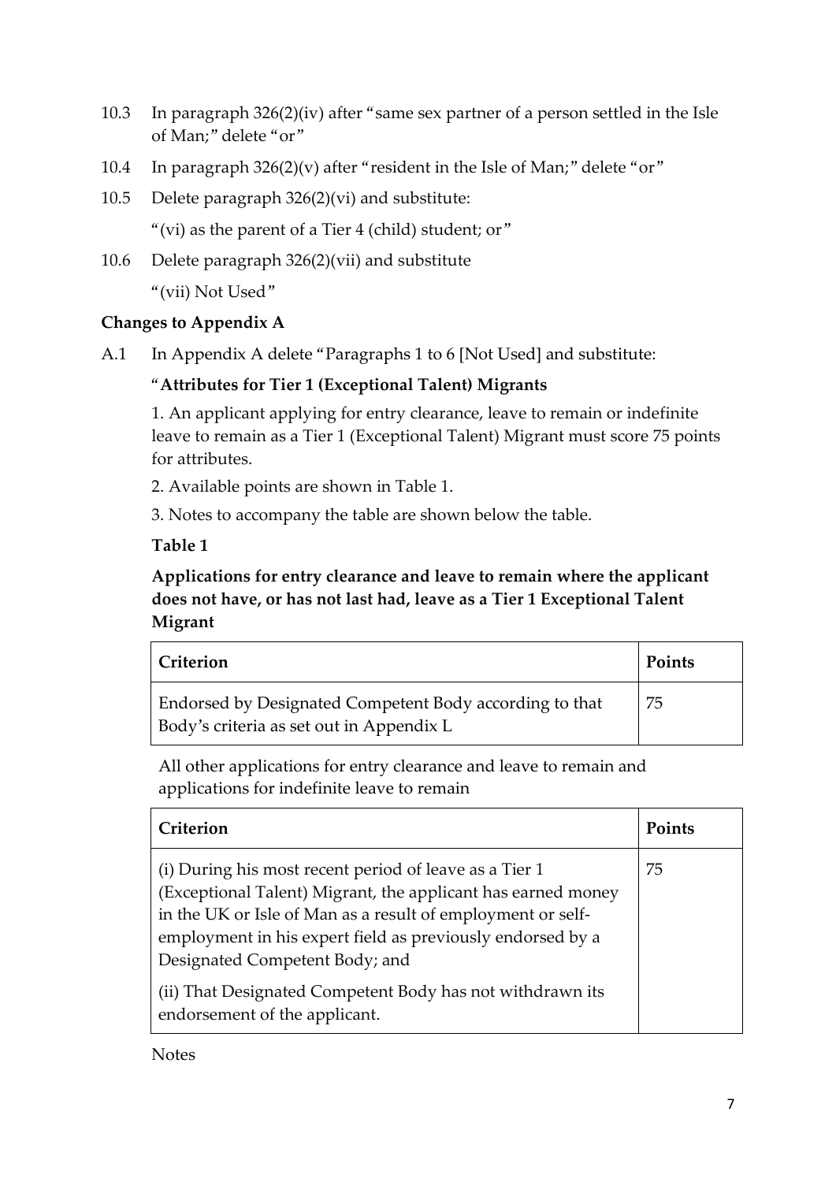10.3 In paragraph 326(2)(iv) after "same sex partner of a person settled in the Isle of Man;" delete "or"

10.4 In paragraph 326(2)(v) after "resident in the Isle of Man;" delete "or"

10.5 Delete paragraph 326(2)(vi) and substitute:

"(vi) as the parent of a Tier 4 (child) student; or"

10.6 Delete paragraph 326(2)(vii) and substitute

"(vii) Not Used"

**Changes to Appendix A**

A.1 In Appendix A delete "Paragraphs 1 to 6 [Not Used] and substitute:

"**Attributes for Tier 1 (Exceptional Talent) Migrants**

1. An applicant applying for entry clearance, leave to remain or indefinite leave to remain as a Tier 1 (Exceptional Talent) Migrant must score 75 points for attributes.

2. Available points are shown in Table 1.

3. Notes to accompany the table are shown below the table.

**Table 1**

**Applications for entry clearance and leave to remain where the applicant does not have, or has not last had, leave as a Tier 1 Exceptional Talent Migrant**

| Criterion | Points |
|---|---|
| Endorsed by Designated Competent Body according to that Body's criteria as set out in Appendix L | 75 |

All other applications for entry clearance and leave to remain and applications for indefinite leave to remain

| Criterion | Points |
|---|---|
| (i) During his most recent period of leave as a Tier 1 (Exceptional Talent) Migrant, the applicant has earned money in the UK or Isle of Man as a result of employment or self-employment in his expert field as previously endorsed by a Designated Competent Body; and<br><br>(ii) That Designated Competent Body has not withdrawn its endorsement of the applicant. | 75 |

Notes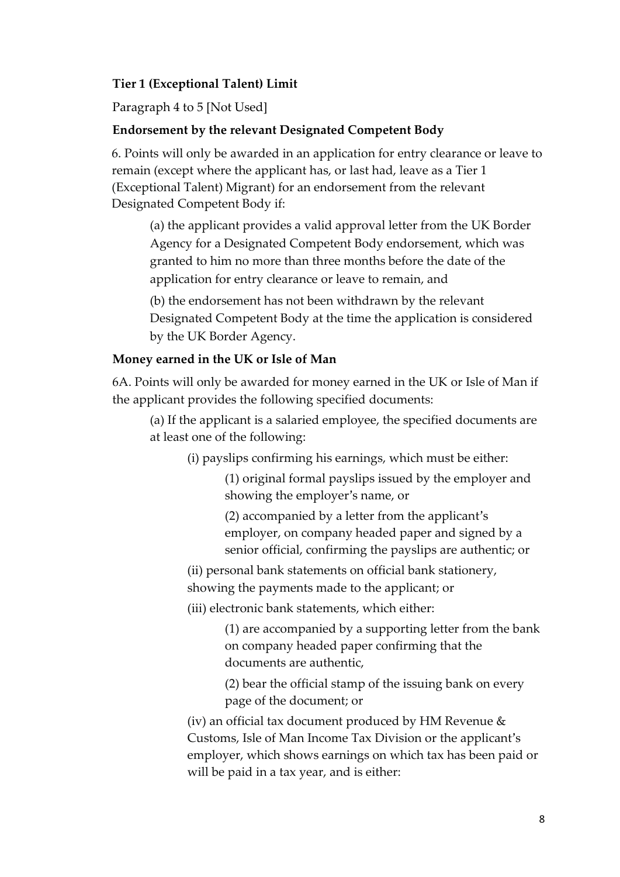**Tier 1 (Exceptional Talent) Limit**

Paragraph 4 to 5 [Not Used]

**Endorsement by the relevant Designated Competent Body**

6. Points will only be awarded in an application for entry clearance or leave to remain (except where the applicant has, or last had, leave as a Tier 1 (Exceptional Talent) Migrant) for an endorsement from the relevant Designated Competent Body if:

(a) the applicant provides a valid approval letter from the UK Border Agency for a Designated Competent Body endorsement, which was granted to him no more than three months before the date of the application for entry clearance or leave to remain, and

(b) the endorsement has not been withdrawn by the relevant Designated Competent Body at the time the application is considered by the UK Border Agency.

**Money earned in the UK or Isle of Man**

6A. Points will only be awarded for money earned in the UK or Isle of Man if the applicant provides the following specified documents:

(a) If the applicant is a salaried employee, the specified documents are at least one of the following:

(i) payslips confirming his earnings, which must be either:

(1) original formal payslips issued by the employer and showing the employer's name, or

(2) accompanied by a letter from the applicant's employer, on company headed paper and signed by a senior official, confirming the payslips are authentic; or

(ii) personal bank statements on official bank stationery, showing the payments made to the applicant; or

(iii) electronic bank statements, which either:

(1) are accompanied by a supporting letter from the bank on company headed paper confirming that the documents are authentic,

(2) bear the official stamp of the issuing bank on every page of the document; or

(iv) an official tax document produced by HM Revenue & Customs, Isle of Man Income Tax Division or the applicant's employer, which shows earnings on which tax has been paid or will be paid in a tax year, and is either: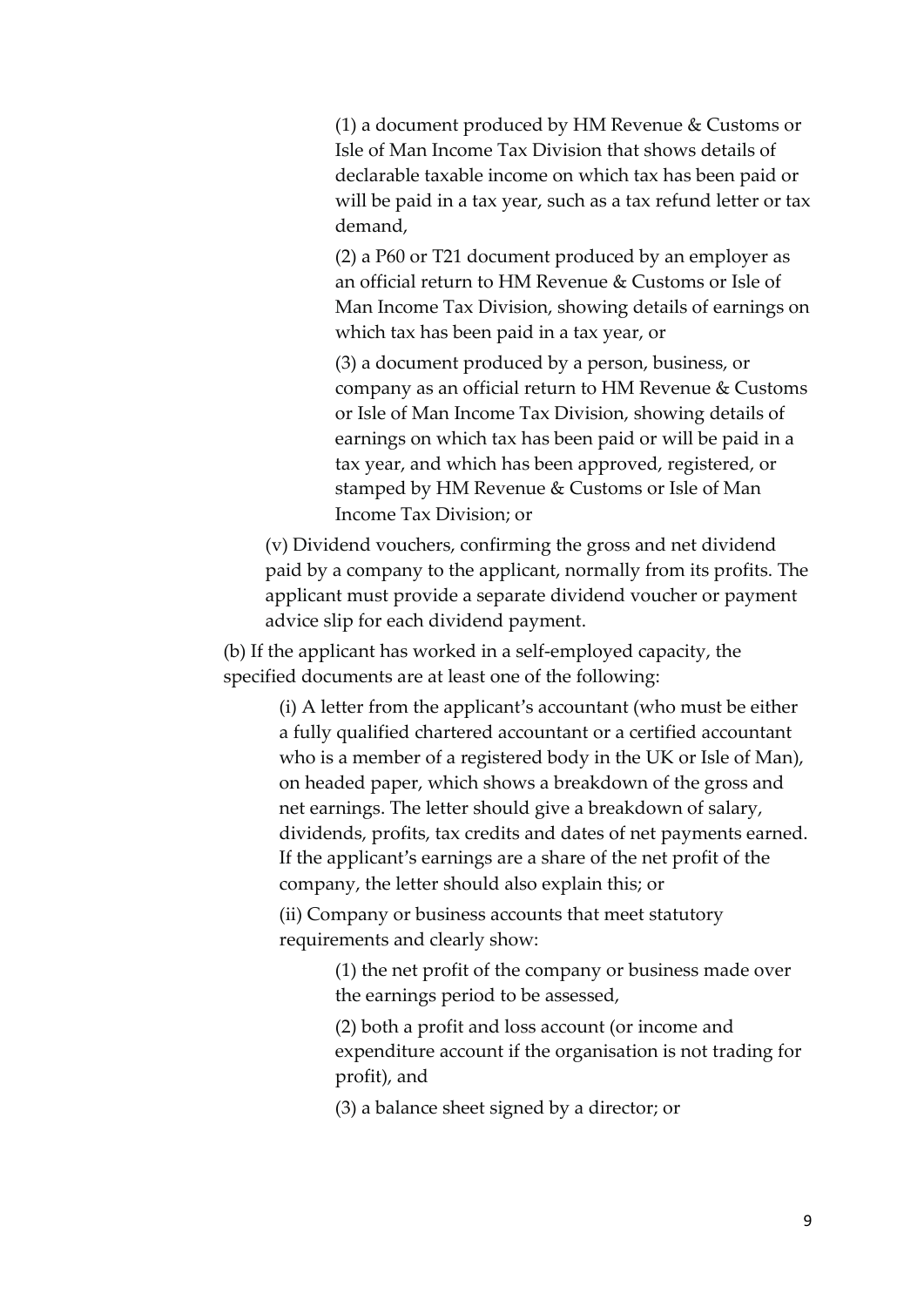(1) a document produced by HM Revenue & Customs or Isle of Man Income Tax Division that shows details of declarable taxable income on which tax has been paid or will be paid in a tax year, such as a tax refund letter or tax demand,

(2) a P60 or T21 document produced by an employer as an official return to HM Revenue & Customs or Isle of Man Income Tax Division, showing details of earnings on which tax has been paid in a tax year, or

(3) a document produced by a person, business, or company as an official return to HM Revenue & Customs or Isle of Man Income Tax Division, showing details of earnings on which tax has been paid or will be paid in a tax year, and which has been approved, registered, or stamped by HM Revenue & Customs or Isle of Man Income Tax Division; or

(v) Dividend vouchers, confirming the gross and net dividend paid by a company to the applicant, normally from its profits. The applicant must provide a separate dividend voucher or payment advice slip for each dividend payment.

(b) If the applicant has worked in a self-employed capacity, the specified documents are at least one of the following:

(i) A letter from the applicant's accountant (who must be either a fully qualified chartered accountant or a certified accountant who is a member of a registered body in the UK or Isle of Man), on headed paper, which shows a breakdown of the gross and net earnings. The letter should give a breakdown of salary, dividends, profits, tax credits and dates of net payments earned. If the applicant's earnings are a share of the net profit of the company, the letter should also explain this; or

(ii) Company or business accounts that meet statutory requirements and clearly show:

(1) the net profit of the company or business made over the earnings period to be assessed,

(2) both a profit and loss account (or income and expenditure account if the organisation is not trading for profit), and

(3) a balance sheet signed by a director; or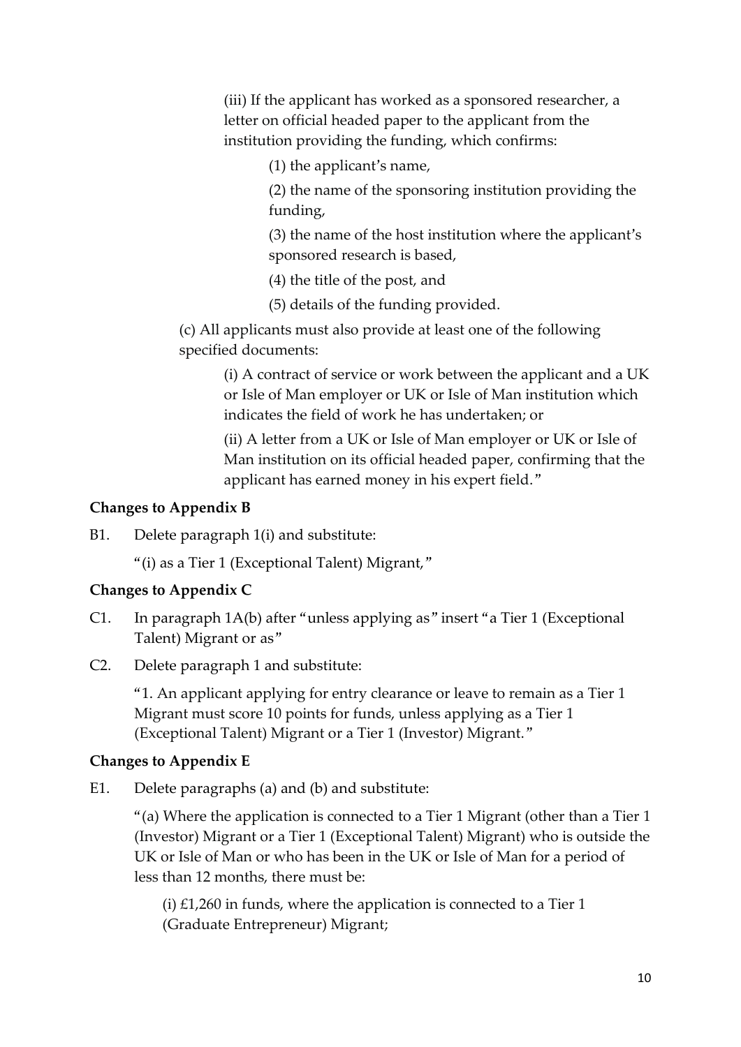(iii) If the applicant has worked as a sponsored researcher, a letter on official headed paper to the applicant from the institution providing the funding, which confirms:

(1) the applicant's name,

(2) the name of the sponsoring institution providing the funding,

(3) the name of the host institution where the applicant's sponsored research is based,

(4) the title of the post, and

(5) details of the funding provided.

(c) All applicants must also provide at least one of the following specified documents:

(i) A contract of service or work between the applicant and a UK or Isle of Man employer or UK or Isle of Man institution which indicates the field of work he has undertaken; or

(ii) A letter from a UK or Isle of Man employer or UK or Isle of Man institution on its official headed paper, confirming that the applicant has earned money in his expert field."

**Changes to Appendix B**

B1. Delete paragraph 1(i) and substitute:

"(i) as a Tier 1 (Exceptional Talent) Migrant,"

**Changes to Appendix C**

C1. In paragraph 1A(b) after "unless applying as" insert "a Tier 1 (Exceptional Talent) Migrant or as"

C2. Delete paragraph 1 and substitute:

"1. An applicant applying for entry clearance or leave to remain as a Tier 1 Migrant must score 10 points for funds, unless applying as a Tier 1 (Exceptional Talent) Migrant or a Tier 1 (Investor) Migrant."

**Changes to Appendix E**

E1. Delete paragraphs (a) and (b) and substitute:

"(a) Where the application is connected to a Tier 1 Migrant (other than a Tier 1 (Investor) Migrant or a Tier 1 (Exceptional Talent) Migrant) who is outside the UK or Isle of Man or who has been in the UK or Isle of Man for a period of less than 12 months, there must be:

(i) £1,260 in funds, where the application is connected to a Tier 1 (Graduate Entrepreneur) Migrant;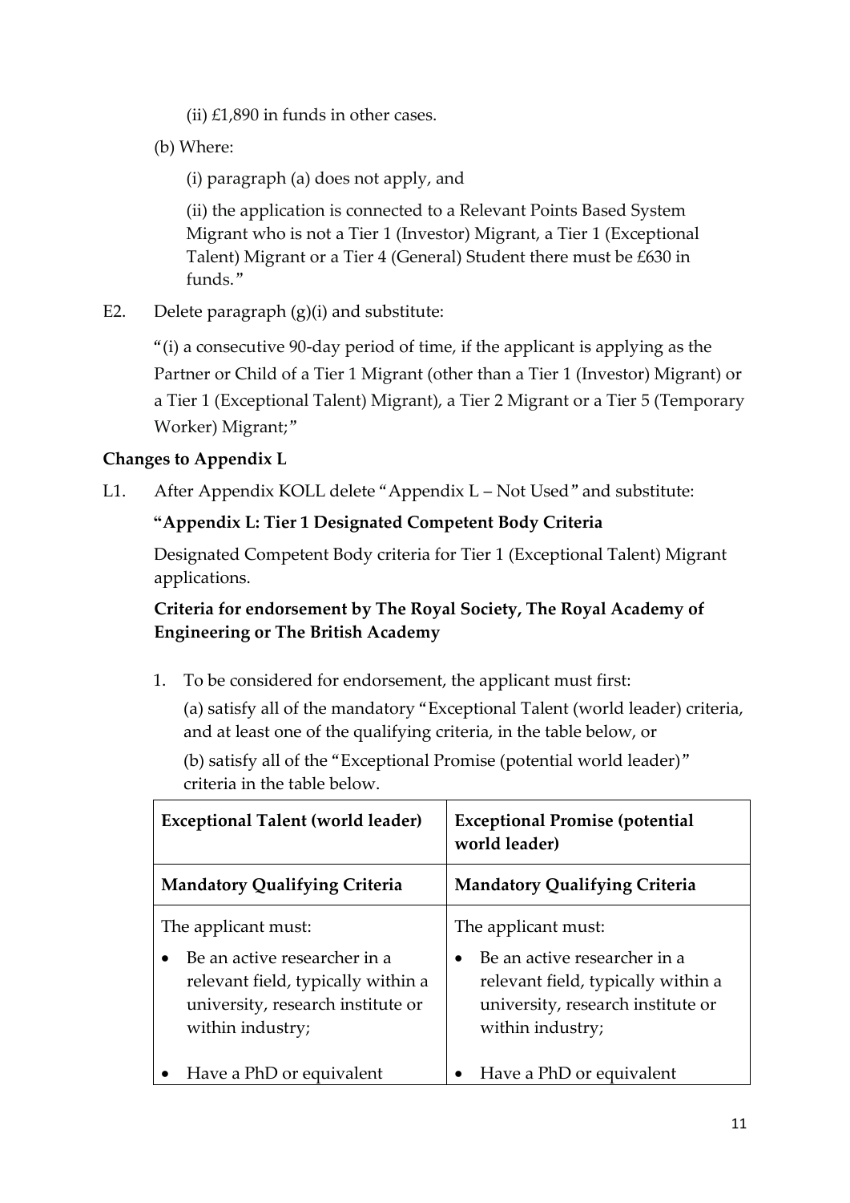(ii) £1,890 in funds in other cases.

(b) Where:

(i) paragraph (a) does not apply, and

(ii) the application is connected to a Relevant Points Based System Migrant who is not a Tier 1 (Investor) Migrant, a Tier 1 (Exceptional Talent) Migrant or a Tier 4 (General) Student there must be £630 in funds."

E2. Delete paragraph (g)(i) and substitute:

"(i) a consecutive 90-day period of time, if the applicant is applying as the Partner or Child of a Tier 1 Migrant (other than a Tier 1 (Investor) Migrant) or a Tier 1 (Exceptional Talent) Migrant), a Tier 2 Migrant or a Tier 5 (Temporary Worker) Migrant;"

**Changes to Appendix L**

L1. After Appendix KOLL delete "Appendix L – Not Used" and substitute:

**"Appendix L: Tier 1 Designated Competent Body Criteria**

Designated Competent Body criteria for Tier 1 (Exceptional Talent) Migrant applications.

**Criteria for endorsement by The Royal Society, The Royal Academy of Engineering or The British Academy**

1. To be considered for endorsement, the applicant must first:

   (a) satisfy all of the mandatory "Exceptional Talent (world leader) criteria, and at least one of the qualifying criteria, in the table below, or

   (b) satisfy all of the "Exceptional Promise (potential world leader)" criteria in the table below.

| **Exceptional Talent (world leader)** | **Exceptional Promise (potential world leader)** |
|---|---|
| **Mandatory Qualifying Criteria** | **Mandatory Qualifying Criteria** |
| The applicant must:<br>• Be an active researcher in a relevant field, typically within a university, research institute or within industry;<br>• Have a PhD or equivalent | The applicant must:<br>• Be an active researcher in a relevant field, typically within a university, research institute or within industry;<br>• Have a PhD or equivalent |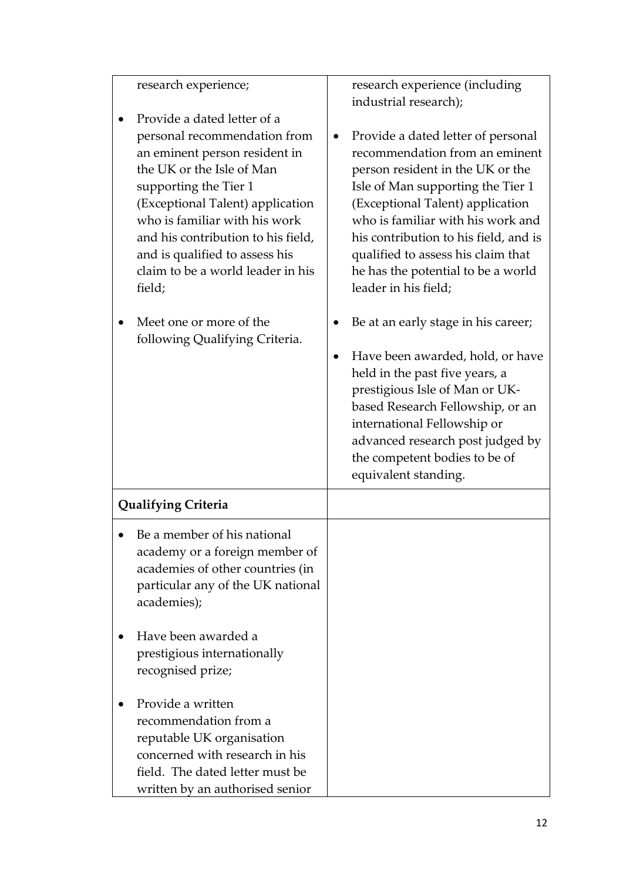| | |
|---|---|
| research experience;<br><br>• Provide a dated letter of a personal recommendation from an eminent person resident in the UK or the Isle of Man supporting the Tier 1 (Exceptional Talent) application who is familiar with his work and his contribution to his field, and is qualified to assess his claim to be a world leader in his field;<br><br>• Meet one or more of the following Qualifying Criteria. | research experience (including industrial research);<br><br>• Provide a dated letter of personal recommendation from an eminent person resident in the UK or the Isle of Man supporting the Tier 1 (Exceptional Talent) application who is familiar with his work and his contribution to his field, and is qualified to assess his claim that he has the potential to be a world leader in his field;<br><br>• Be at an early stage in his career;<br><br>• Have been awarded, hold, or have held in the past five years, a prestigious Isle of Man or UK-based Research Fellowship, or an international Fellowship or advanced research post judged by the competent bodies to be of equivalent standing. |
| **Qualifying Criteria** | |
| • Be a member of his national academy or a foreign member of academies of other countries (in particular any of the UK national academies);<br><br>• Have been awarded a prestigious internationally recognised prize;<br><br>• Provide a written recommendation from a reputable UK organisation concerned with research in his field. The dated letter must be written by an authorised senior | |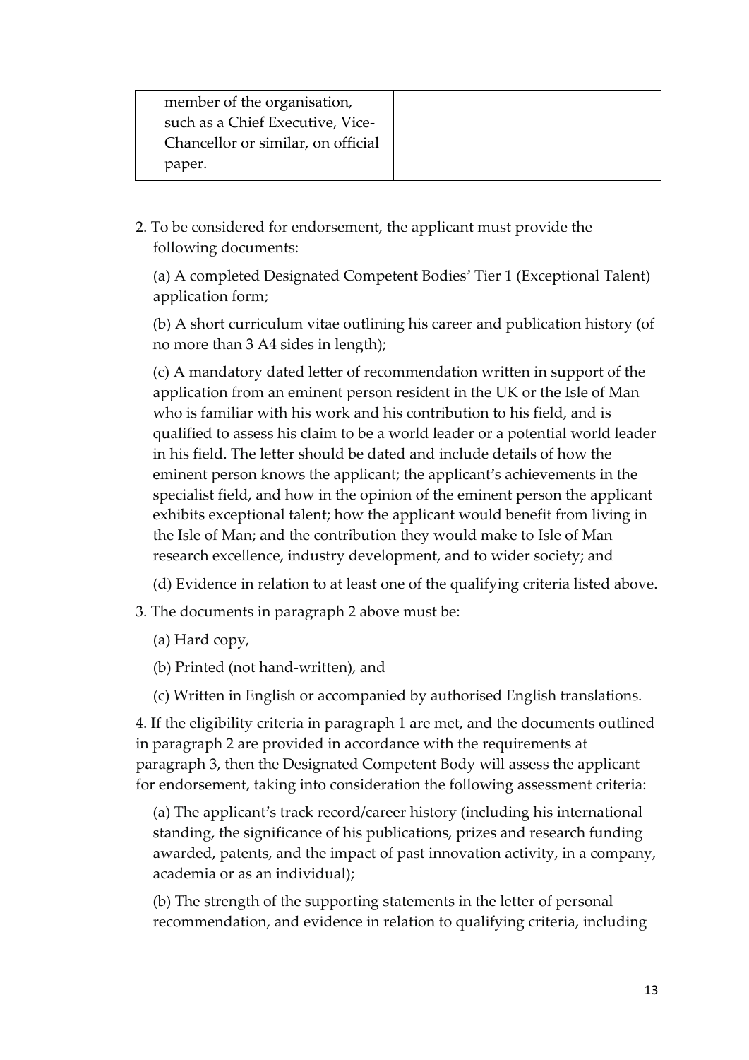| member of the organisation, such as a Chief Executive, Vice-Chancellor or similar, on official paper. | |
|---|---|

2. To be considered for endorsement, the applicant must provide the following documents:

   (a) A completed Designated Competent Bodies' Tier 1 (Exceptional Talent) application form;

   (b) A short curriculum vitae outlining his career and publication history (of no more than 3 A4 sides in length);

   (c) A mandatory dated letter of recommendation written in support of the application from an eminent person resident in the UK or the Isle of Man who is familiar with his work and his contribution to his field, and is qualified to assess his claim to be a world leader or a potential world leader in his field. The letter should be dated and include details of how the eminent person knows the applicant; the applicant's achievements in the specialist field, and how in the opinion of the eminent person the applicant exhibits exceptional talent; how the applicant would benefit from living in the Isle of Man; and the contribution they would make to Isle of Man research excellence, industry development, and to wider society; and

   (d) Evidence in relation to at least one of the qualifying criteria listed above.

3. The documents in paragraph 2 above must be:

   (a) Hard copy,

   (b) Printed (not hand-written), and

   (c) Written in English or accompanied by authorised English translations.

4. If the eligibility criteria in paragraph 1 are met, and the documents outlined in paragraph 2 are provided in accordance with the requirements at paragraph 3, then the Designated Competent Body will assess the applicant for endorsement, taking into consideration the following assessment criteria:

   (a) The applicant's track record/career history (including his international standing, the significance of his publications, prizes and research funding awarded, patents, and the impact of past innovation activity, in a company, academia or as an individual);

   (b) The strength of the supporting statements in the letter of personal recommendation, and evidence in relation to qualifying criteria, including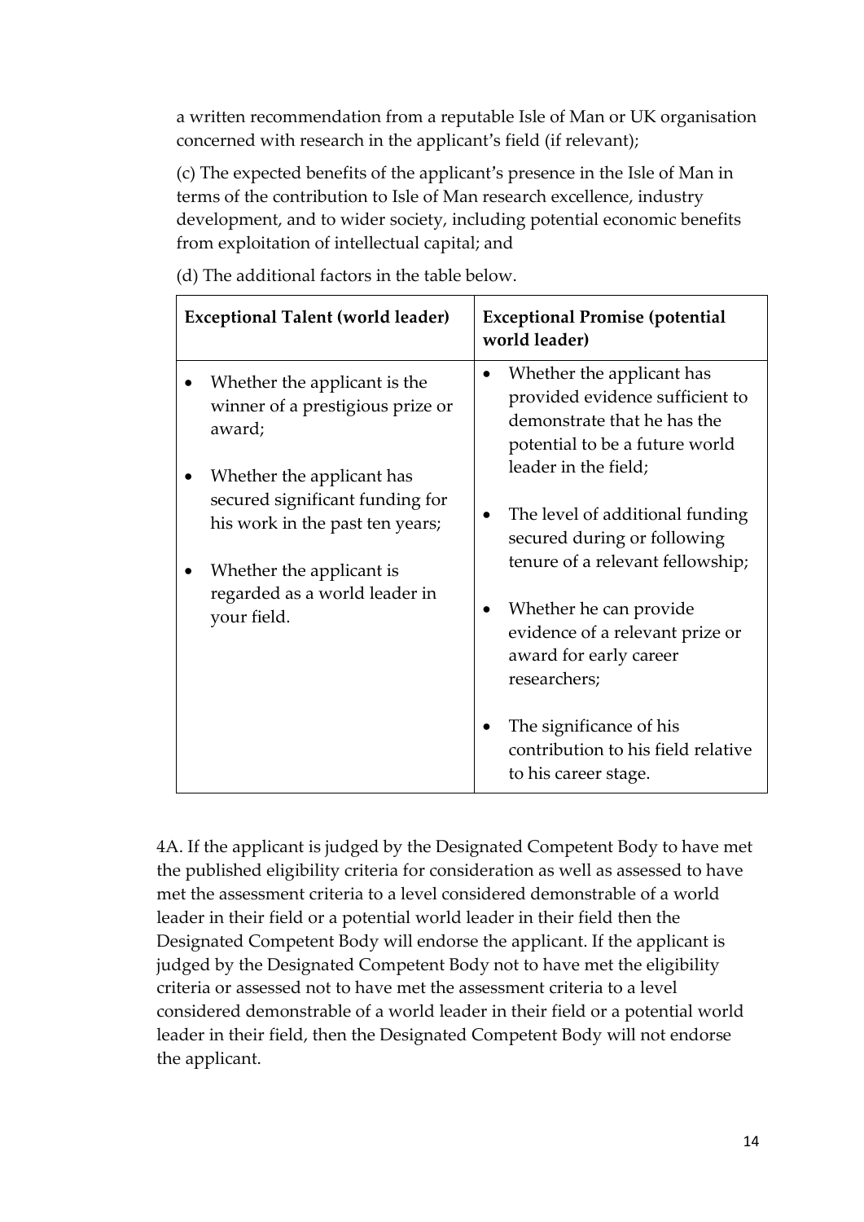a written recommendation from a reputable Isle of Man or UK organisation concerned with research in the applicant's field (if relevant);

(c) The expected benefits of the applicant's presence in the Isle of Man in terms of the contribution to Isle of Man research excellence, industry development, and to wider society, including potential economic benefits from exploitation of intellectual capital; and

(d) The additional factors in the table below.

| **Exceptional Talent (world leader)** | **Exceptional Promise (potential world leader)** |
|---|---|
| • Whether the applicant is the winner of a prestigious prize or award;<br>• Whether the applicant has secured significant funding for his work in the past ten years;<br>• Whether the applicant is regarded as a world leader in your field. | • Whether the applicant has provided evidence sufficient to demonstrate that he has the potential to be a future world leader in the field;<br>• The level of additional funding secured during or following tenure of a relevant fellowship;<br>• Whether he can provide evidence of a relevant prize or award for early career researchers;<br>• The significance of his contribution to his field relative to his career stage. |

4A. If the applicant is judged by the Designated Competent Body to have met the published eligibility criteria for consideration as well as assessed to have met the assessment criteria to a level considered demonstrable of a world leader in their field or a potential world leader in their field then the Designated Competent Body will endorse the applicant. If the applicant is judged by the Designated Competent Body not to have met the eligibility criteria or assessed not to have met the assessment criteria to a level considered demonstrable of a world leader in their field or a potential world leader in their field, then the Designated Competent Body will not endorse the applicant.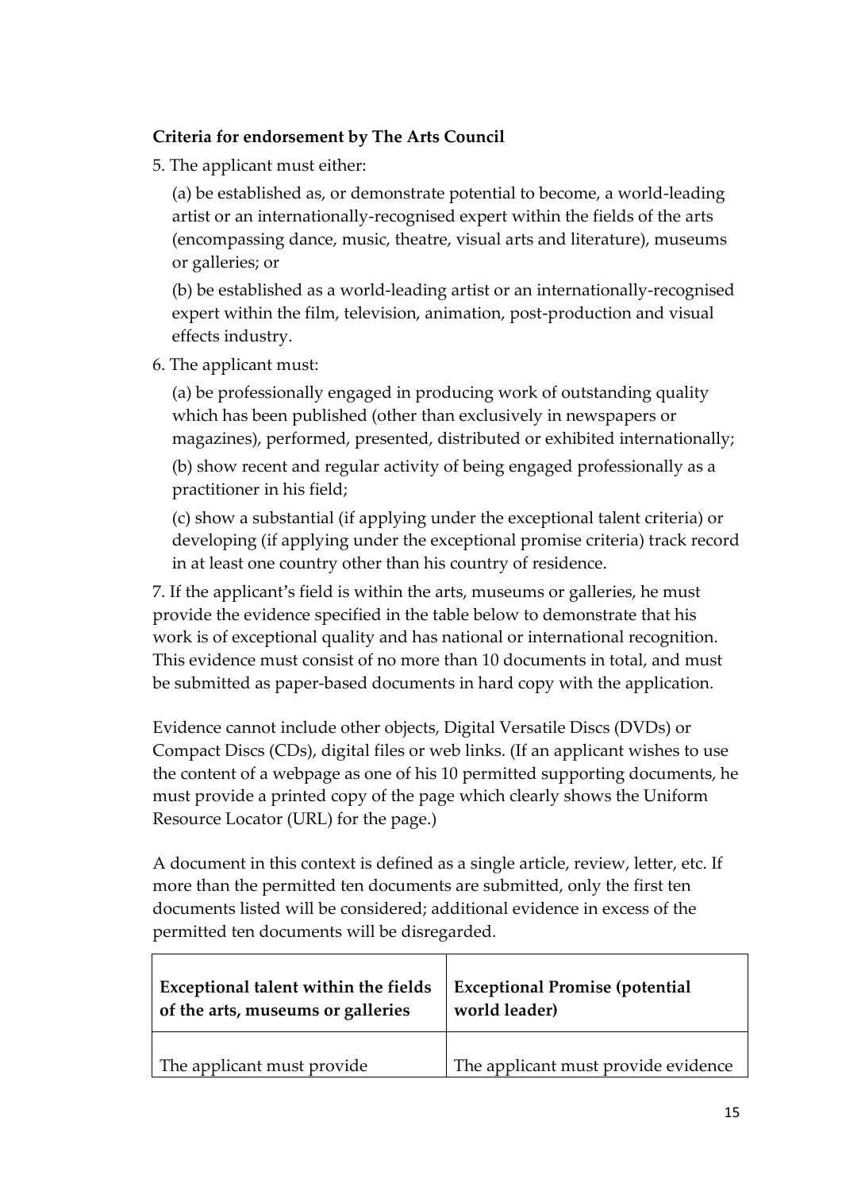**Criteria for endorsement by The Arts Council**

5. The applicant must either:

   (a) be established as, or demonstrate potential to become, a world-leading artist or an internationally-recognised expert within the fields of the arts (encompassing dance, music, theatre, visual arts and literature), museums or galleries; or

   (b) be established as a world-leading artist or an internationally-recognised expert within the film, television, animation, post-production and visual effects industry.

6. The applicant must:

   (a) be professionally engaged in producing work of outstanding quality which has been published (other than exclusively in newspapers or magazines), performed, presented, distributed or exhibited internationally;

   (b) show recent and regular activity of being engaged professionally as a practitioner in his field;

   (c) show a substantial (if applying under the exceptional talent criteria) or developing (if applying under the exceptional promise criteria) track record in at least one country other than his country of residence.

7. If the applicant's field is within the arts, museums or galleries, he must provide the evidence specified in the table below to demonstrate that his work is of exceptional quality and has national or international recognition. This evidence must consist of no more than 10 documents in total, and must be submitted as paper-based documents in hard copy with the application.

Evidence cannot include other objects, Digital Versatile Discs (DVDs) or Compact Discs (CDs), digital files or web links. (If an applicant wishes to use the content of a webpage as one of his 10 permitted supporting documents, he must provide a printed copy of the page which clearly shows the Uniform Resource Locator (URL) for the page.)

A document in this context is defined as a single article, review, letter, etc. If more than the permitted ten documents are submitted, only the first ten documents listed will be considered; additional evidence in excess of the permitted ten documents will be disregarded.

| **Exceptional talent within the fields of the arts, museums or galleries** | **Exceptional Promise (potential world leader)** |
| --- | --- |
| The applicant must provide | The applicant must provide evidence |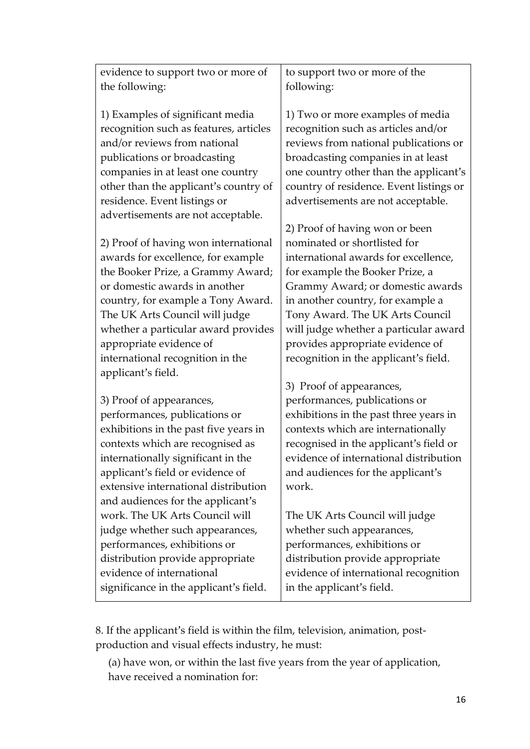| evidence to support two or more of the following:<br><br>1) Examples of significant media recognition such as features, articles and/or reviews from national publications or broadcasting companies in at least one country other than the applicant's country of residence. Event listings or advertisements are not acceptable.<br><br>2) Proof of having won international awards for excellence, for example the Booker Prize, a Grammy Award; or domestic awards in another country, for example a Tony Award. The UK Arts Council will judge whether a particular award provides appropriate evidence of international recognition in the applicant's field.<br><br>3) Proof of appearances, performances, publications or exhibitions in the past five years in contexts which are recognised as internationally significant in the applicant's field or evidence of extensive international distribution and audiences for the applicant's work. The UK Arts Council will judge whether such appearances, performances, exhibitions or distribution provide appropriate evidence of international significance in the applicant's field. | to support two or more of the following:<br><br>1) Two or more examples of media recognition such as articles and/or reviews from national publications or broadcasting companies in at least one country other than the applicant's country of residence. Event listings or advertisements are not acceptable.<br><br>2) Proof of having won or been nominated or shortlisted for international awards for excellence, for example the Booker Prize, a Grammy Award; or domestic awards in another country, for example a Tony Award. The UK Arts Council will judge whether a particular award provides appropriate evidence of recognition in the applicant's field.<br><br>3) Proof of appearances, performances, publications or exhibitions in the past three years in contexts which are internationally recognised in the applicant's field or evidence of international distribution and audiences for the applicant's work.<br><br>The UK Arts Council will judge whether such appearances, performances, exhibitions or distribution provide appropriate evidence of international recognition in the applicant's field. |
|---|---|

8. If the applicant's field is within the film, television, animation, post-production and visual effects industry, he must:

(a) have won, or within the last five years from the year of application, have received a nomination for: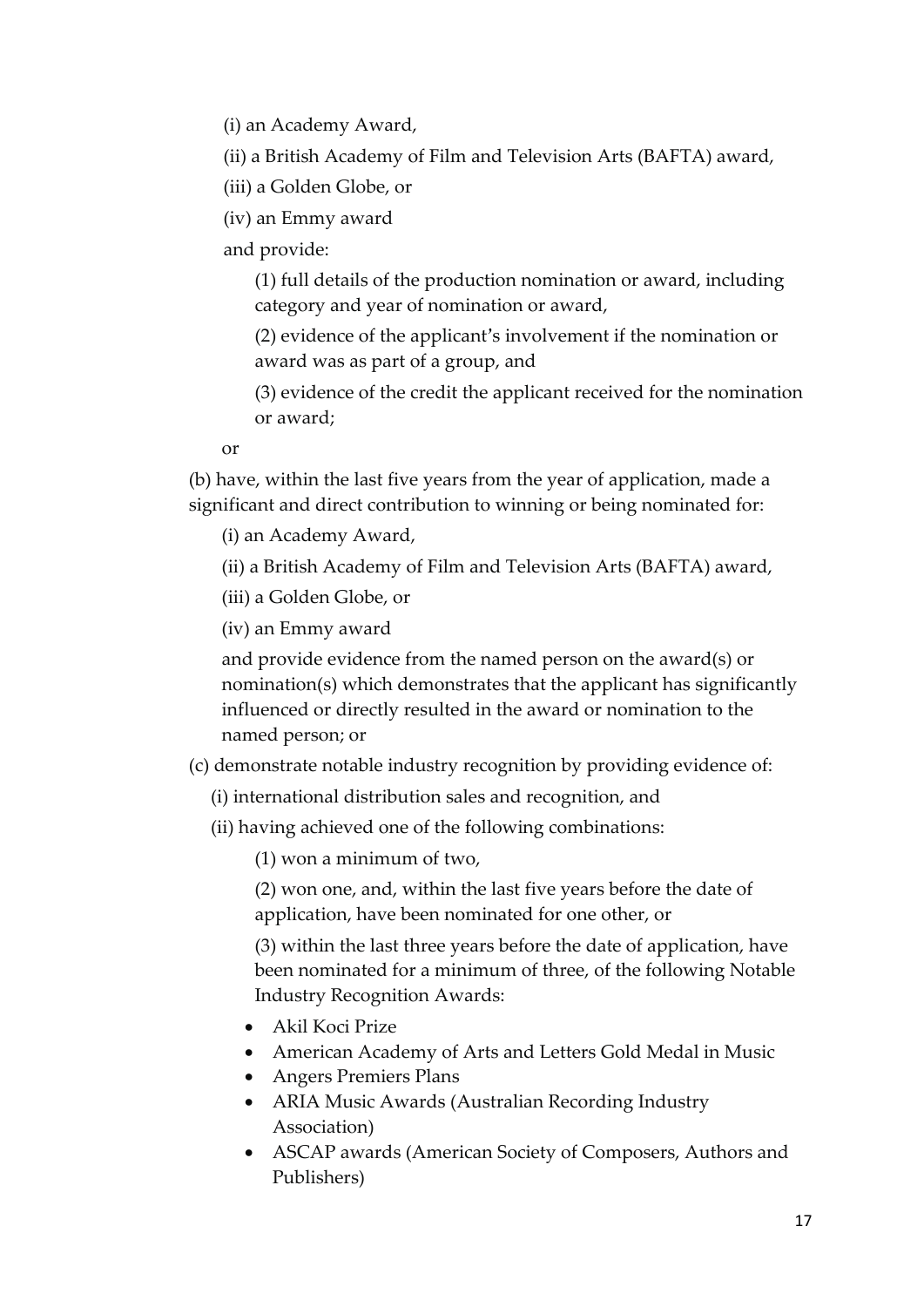(i) an Academy Award,

(ii) a British Academy of Film and Television Arts (BAFTA) award,

(iii) a Golden Globe, or

(iv) an Emmy award

and provide:

(1) full details of the production nomination or award, including category and year of nomination or award,

(2) evidence of the applicant's involvement if the nomination or award was as part of a group, and

(3) evidence of the credit the applicant received for the nomination or award;

or

(b) have, within the last five years from the year of application, made a significant and direct contribution to winning or being nominated for:

(i) an Academy Award,

(ii) a British Academy of Film and Television Arts (BAFTA) award,

(iii) a Golden Globe, or

(iv) an Emmy award

and provide evidence from the named person on the award(s) or nomination(s) which demonstrates that the applicant has significantly influenced or directly resulted in the award or nomination to the named person; or

(c) demonstrate notable industry recognition by providing evidence of:

(i) international distribution sales and recognition, and

(ii) having achieved one of the following combinations:

(1) won a minimum of two,

(2) won one, and, within the last five years before the date of application, have been nominated for one other, or

(3) within the last three years before the date of application, have been nominated for a minimum of three, of the following Notable Industry Recognition Awards:

- Akil Koci Prize
- American Academy of Arts and Letters Gold Medal in Music
- Angers Premiers Plans
- ARIA Music Awards (Australian Recording Industry Association)
- ASCAP awards (American Society of Composers, Authors and Publishers)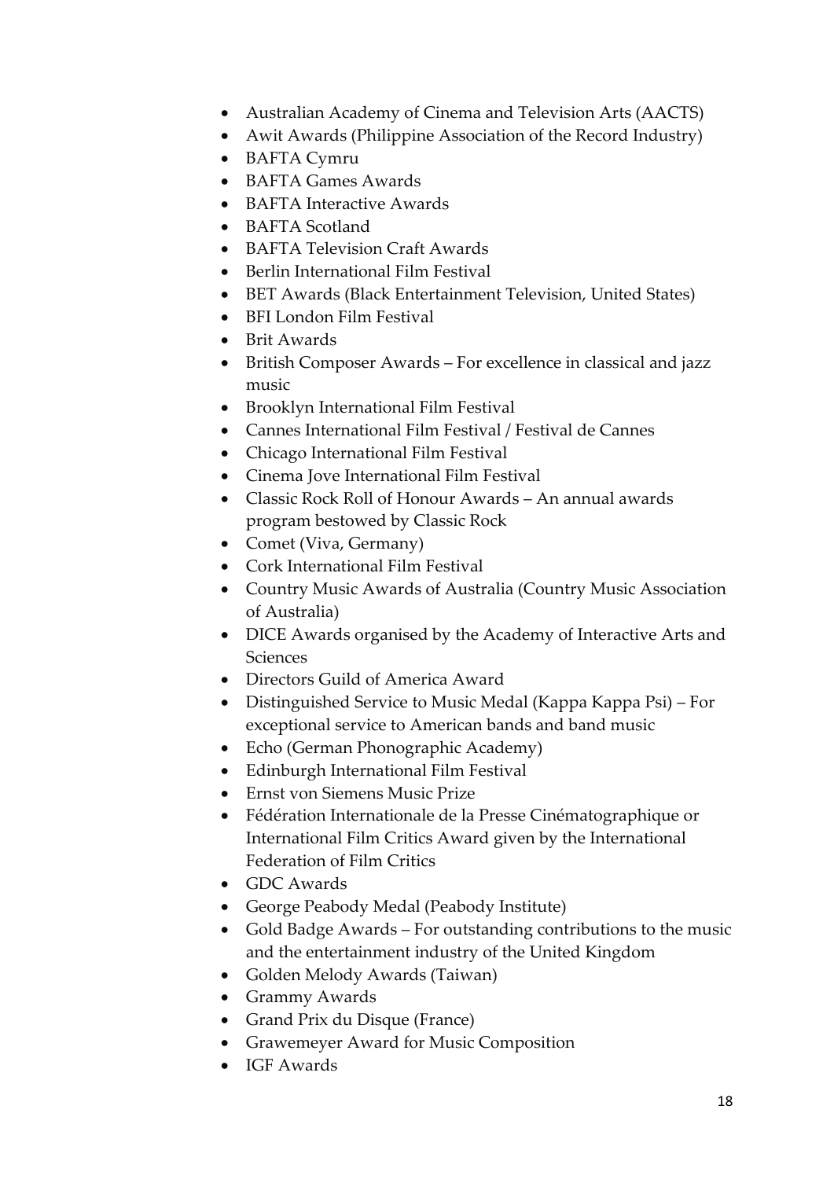- Australian Academy of Cinema and Television Arts (AACTS)
- Awit Awards (Philippine Association of the Record Industry)
- BAFTA Cymru
- BAFTA Games Awards
- BAFTA Interactive Awards
- BAFTA Scotland
- BAFTA Television Craft Awards
- Berlin International Film Festival
- BET Awards (Black Entertainment Television, United States)
- BFI London Film Festival
- Brit Awards
- British Composer Awards – For excellence in classical and jazz music
- Brooklyn International Film Festival
- Cannes International Film Festival / Festival de Cannes
- Chicago International Film Festival
- Cinema Jove International Film Festival
- Classic Rock Roll of Honour Awards – An annual awards program bestowed by Classic Rock
- Comet (Viva, Germany)
- Cork International Film Festival
- Country Music Awards of Australia (Country Music Association of Australia)
- DICE Awards organised by the Academy of Interactive Arts and Sciences
- Directors Guild of America Award
- Distinguished Service to Music Medal (Kappa Kappa Psi) – For exceptional service to American bands and band music
- Echo (German Phonographic Academy)
- Edinburgh International Film Festival
- Ernst von Siemens Music Prize
- Fédération Internationale de la Presse Cinématographique or International Film Critics Award given by the International Federation of Film Critics
- GDC Awards
- George Peabody Medal (Peabody Institute)
- Gold Badge Awards – For outstanding contributions to the music and the entertainment industry of the United Kingdom
- Golden Melody Awards (Taiwan)
- Grammy Awards
- Grand Prix du Disque (France)
- Grawemeyer Award for Music Composition
- IGF Awards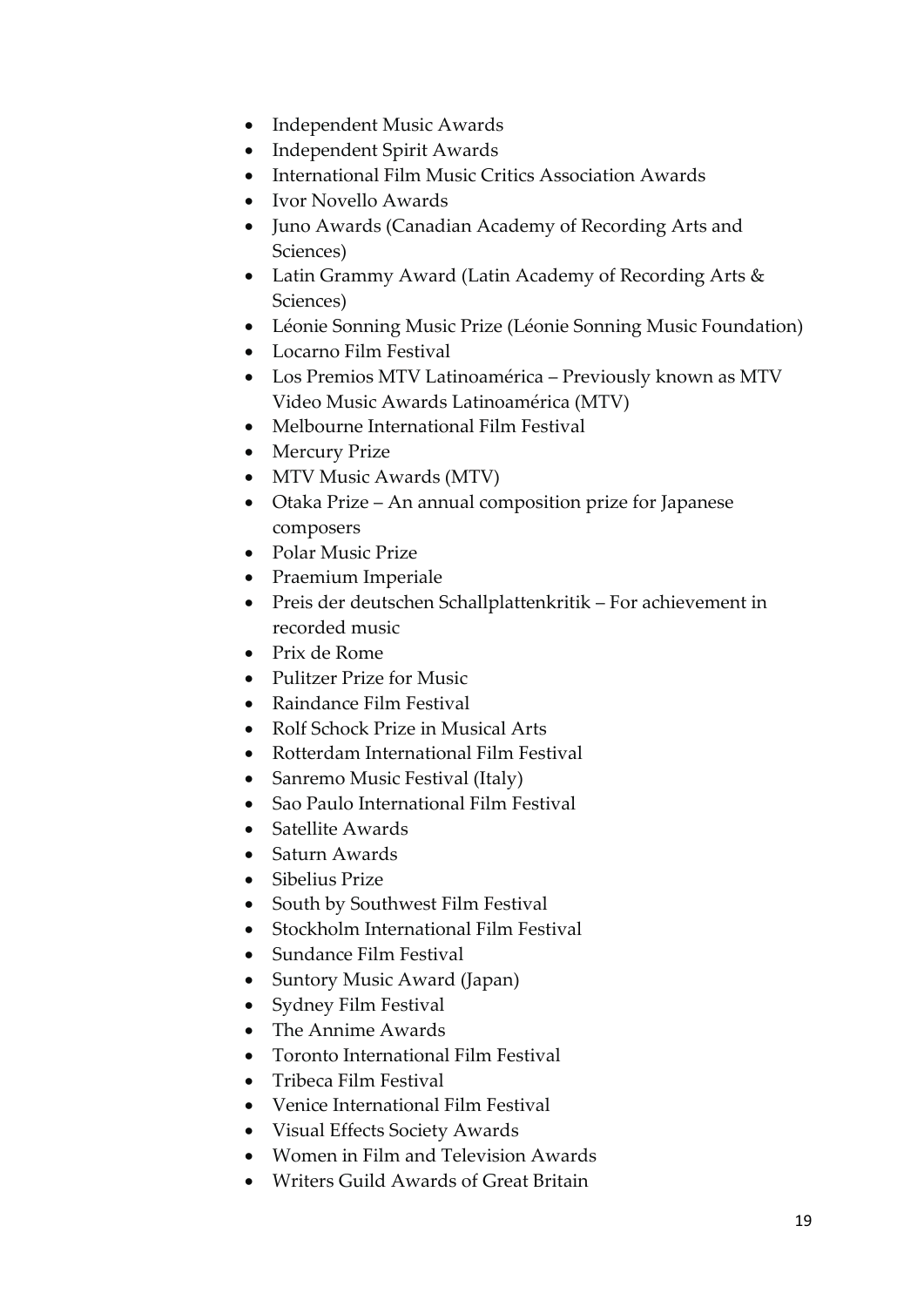- Independent Music Awards
- Independent Spirit Awards
- International Film Music Critics Association Awards
- Ivor Novello Awards
- Juno Awards (Canadian Academy of Recording Arts and Sciences)
- Latin Grammy Award (Latin Academy of Recording Arts & Sciences)
- Léonie Sonning Music Prize (Léonie Sonning Music Foundation)
- Locarno Film Festival
- Los Premios MTV Latinoamérica – Previously known as MTV Video Music Awards Latinoamérica (MTV)
- Melbourne International Film Festival
- Mercury Prize
- MTV Music Awards (MTV)
- Otaka Prize – An annual composition prize for Japanese composers
- Polar Music Prize
- Praemium Imperiale
- Preis der deutschen Schallplattenkritik – For achievement in recorded music
- Prix de Rome
- Pulitzer Prize for Music
- Raindance Film Festival
- Rolf Schock Prize in Musical Arts
- Rotterdam International Film Festival
- Sanremo Music Festival (Italy)
- Sao Paulo International Film Festival
- Satellite Awards
- Saturn Awards
- Sibelius Prize
- South by Southwest Film Festival
- Stockholm International Film Festival
- Sundance Film Festival
- Suntory Music Award (Japan)
- Sydney Film Festival
- The Annime Awards
- Toronto International Film Festival
- Tribeca Film Festival
- Venice International Film Festival
- Visual Effects Society Awards
- Women in Film and Television Awards
- Writers Guild Awards of Great Britain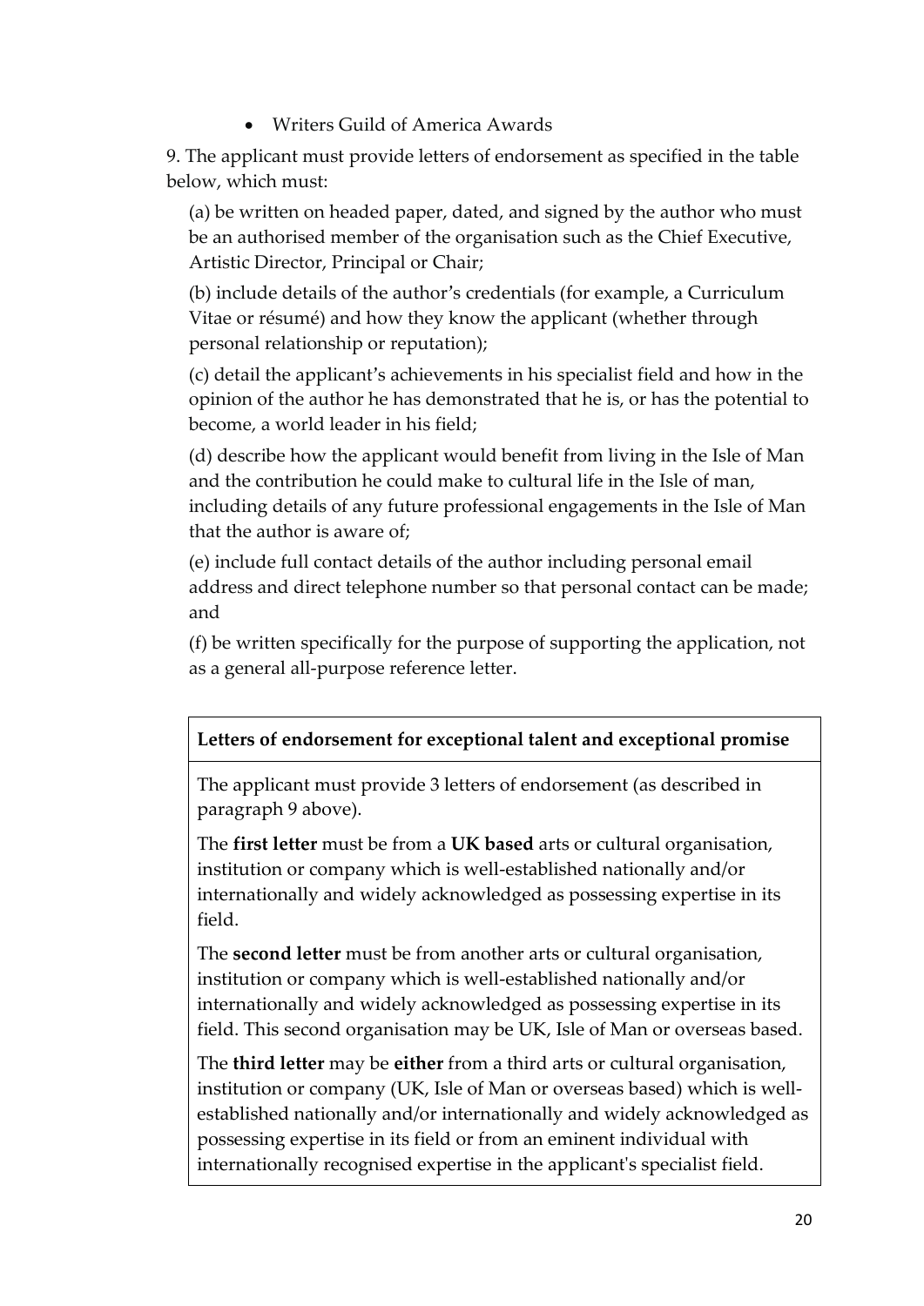- Writers Guild of America Awards

9. The applicant must provide letters of endorsement as specified in the table below, which must:

(a) be written on headed paper, dated, and signed by the author who must be an authorised member of the organisation such as the Chief Executive, Artistic Director, Principal or Chair;

(b) include details of the author's credentials (for example, a Curriculum Vitae or résumé) and how they know the applicant (whether through personal relationship or reputation);

(c) detail the applicant's achievements in his specialist field and how in the opinion of the author he has demonstrated that he is, or has the potential to become, a world leader in his field;

(d) describe how the applicant would benefit from living in the Isle of Man and the contribution he could make to cultural life in the Isle of man, including details of any future professional engagements in the Isle of Man that the author is aware of;

(e) include full contact details of the author including personal email address and direct telephone number so that personal contact can be made; and

(f) be written specifically for the purpose of supporting the application, not as a general all-purpose reference letter.

| **Letters of endorsement for exceptional talent and exceptional promise** |
|---|
| The applicant must provide 3 letters of endorsement (as described in paragraph 9 above).<br><br>The **first letter** must be from a **UK based** arts or cultural organisation, institution or company which is well-established nationally and/or internationally and widely acknowledged as possessing expertise in its field.<br><br>The **second letter** must be from another arts or cultural organisation, institution or company which is well-established nationally and/or internationally and widely acknowledged as possessing expertise in its field. This second organisation may be UK, Isle of Man or overseas based.<br><br>The **third letter** may be **either** from a third arts or cultural organisation, institution or company (UK, Isle of Man or overseas based) which is well-established nationally and/or internationally and widely acknowledged as possessing expertise in its field or from an eminent individual with internationally recognised expertise in the applicant's specialist field. |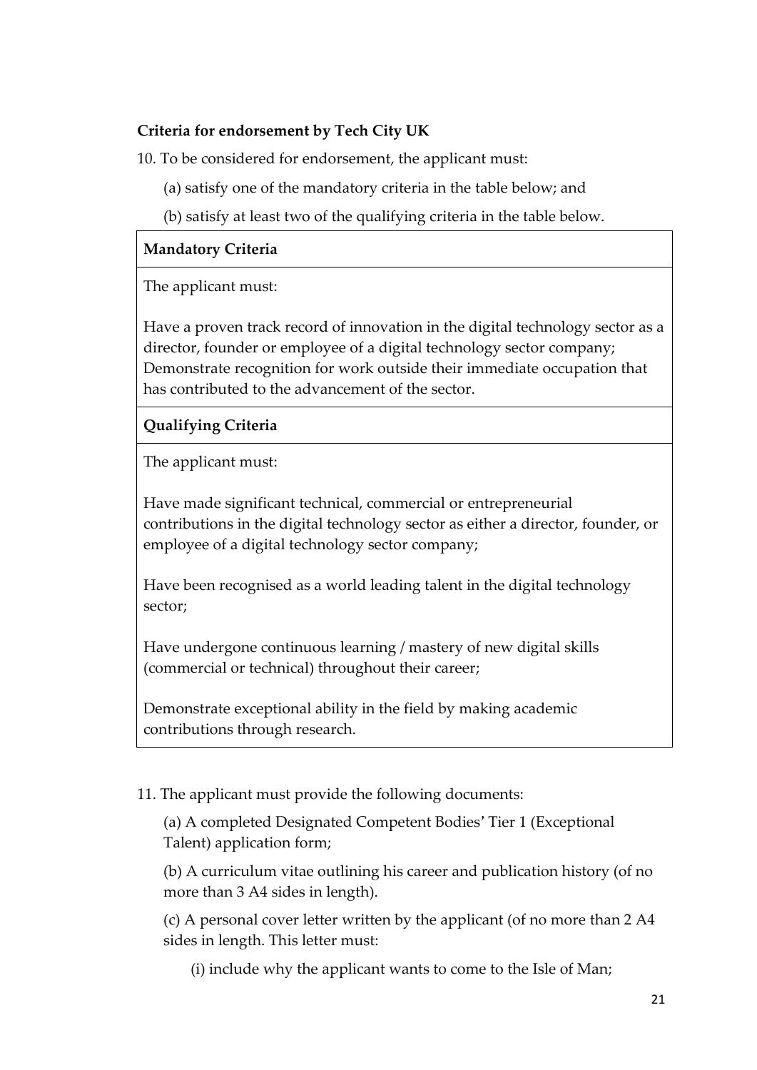**Criteria for endorsement by Tech City UK**

10. To be considered for endorsement, the applicant must:

(a) satisfy one of the mandatory criteria in the table below; and

(b) satisfy at least two of the qualifying criteria in the table below.

| **Mandatory Criteria** |
|---|
| The applicant must:<br><br>Have a proven track record of innovation in the digital technology sector as a director, founder or employee of a digital technology sector company;<br>Demonstrate recognition for work outside their immediate occupation that has contributed to the advancement of the sector. |
| **Qualifying Criteria** |
| The applicant must:<br><br>Have made significant technical, commercial or entrepreneurial contributions in the digital technology sector as either a director, founder, or employee of a digital technology sector company;<br><br>Have been recognised as a world leading talent in the digital technology sector;<br><br>Have undergone continuous learning / mastery of new digital skills (commercial or technical) throughout their career;<br><br>Demonstrate exceptional ability in the field by making academic contributions through research. |

11. The applicant must provide the following documents:

(a) A completed Designated Competent Bodies' Tier 1 (Exceptional Talent) application form;

(b) A curriculum vitae outlining his career and publication history (of no more than 3 A4 sides in length).

(c) A personal cover letter written by the applicant (of no more than 2 A4 sides in length. This letter must:

(i) include why the applicant wants to come to the Isle of Man;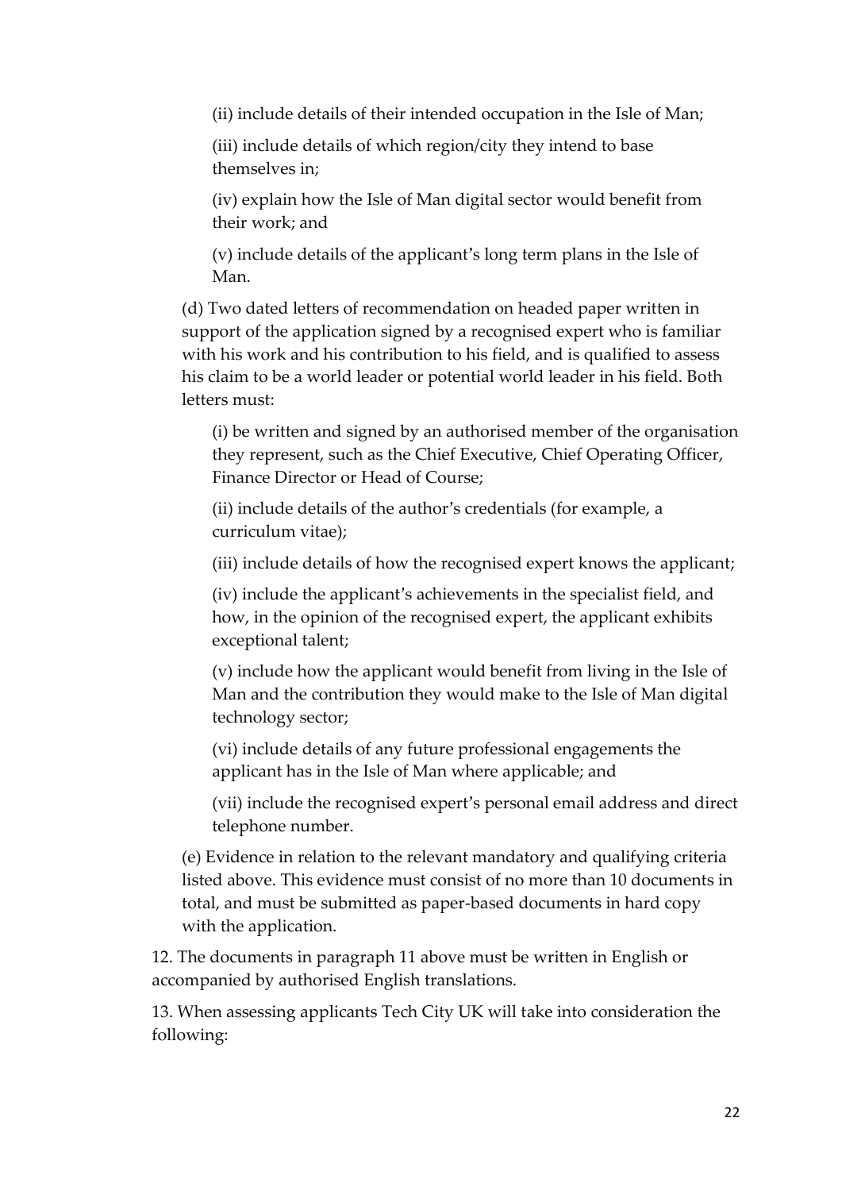(ii) include details of their intended occupation in the Isle of Man;

(iii) include details of which region/city they intend to base themselves in;

(iv) explain how the Isle of Man digital sector would benefit from their work; and

(v) include details of the applicant's long term plans in the Isle of Man.

(d) Two dated letters of recommendation on headed paper written in support of the application signed by a recognised expert who is familiar with his work and his contribution to his field, and is qualified to assess his claim to be a world leader or potential world leader in his field. Both letters must:

(i) be written and signed by an authorised member of the organisation they represent, such as the Chief Executive, Chief Operating Officer, Finance Director or Head of Course;

(ii) include details of the author's credentials (for example, a curriculum vitae);

(iii) include details of how the recognised expert knows the applicant;

(iv) include the applicant's achievements in the specialist field, and how, in the opinion of the recognised expert, the applicant exhibits exceptional talent;

(v) include how the applicant would benefit from living in the Isle of Man and the contribution they would make to the Isle of Man digital technology sector;

(vi) include details of any future professional engagements the applicant has in the Isle of Man where applicable; and

(vii) include the recognised expert's personal email address and direct telephone number.

(e) Evidence in relation to the relevant mandatory and qualifying criteria listed above. This evidence must consist of no more than 10 documents in total, and must be submitted as paper-based documents in hard copy with the application.

12. The documents in paragraph 11 above must be written in English or accompanied by authorised English translations.

13. When assessing applicants Tech City UK will take into consideration the following: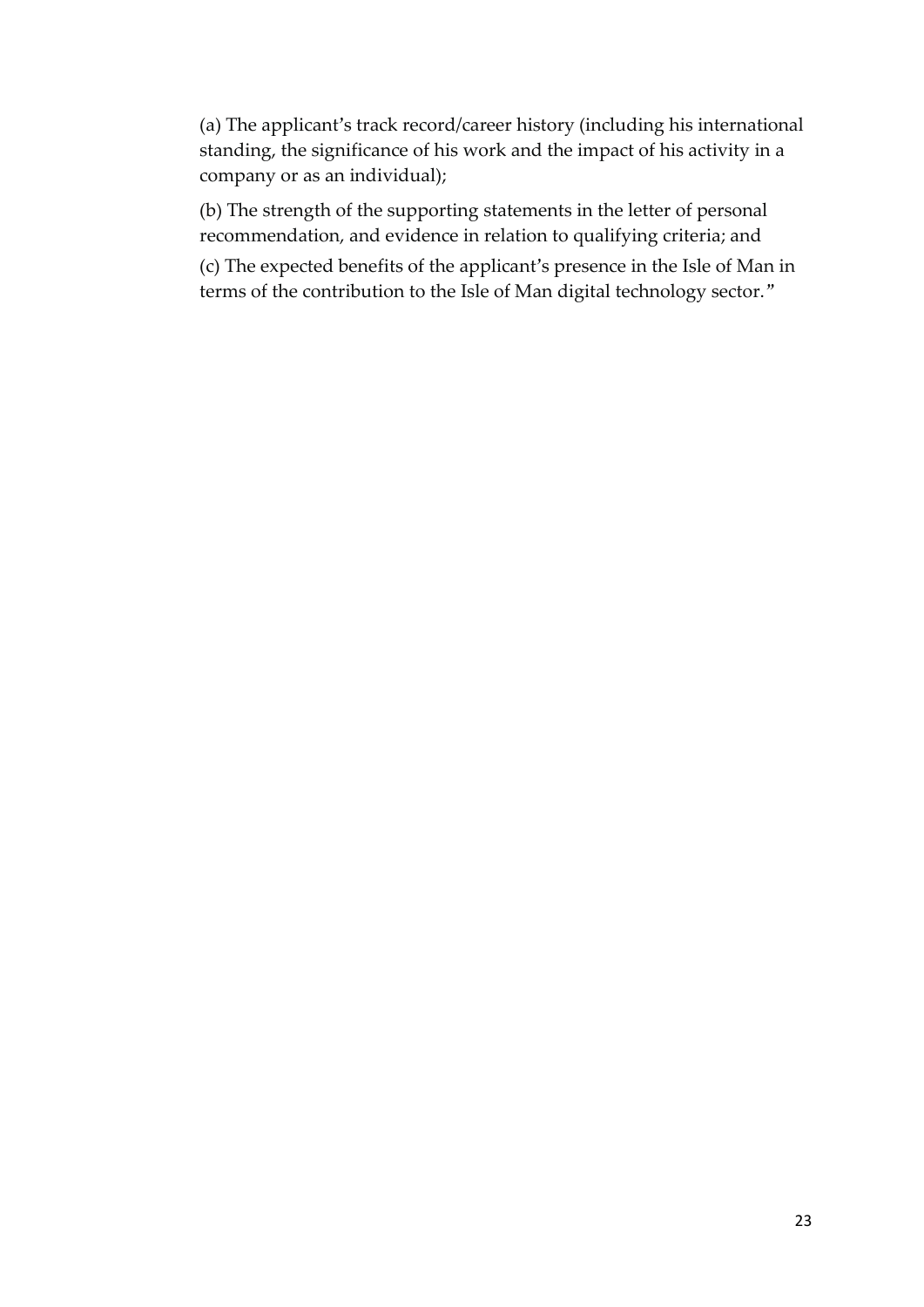(a) The applicant's track record/career history (including his international standing, the significance of his work and the impact of his activity in a company or as an individual);

(b) The strength of the supporting statements in the letter of personal recommendation, and evidence in relation to qualifying criteria; and

(c) The expected benefits of the applicant's presence in the Isle of Man in terms of the contribution to the Isle of Man digital technology sector."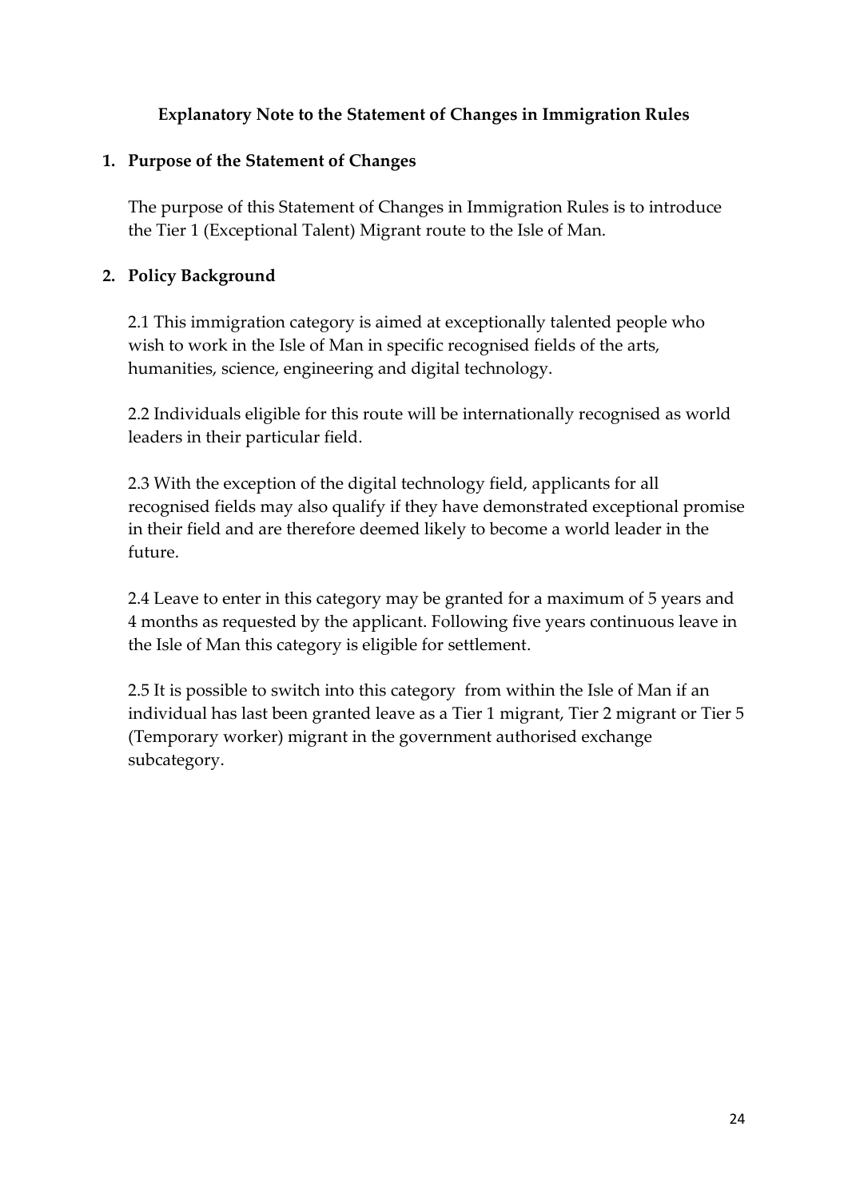**Explanatory Note to the Statement of Changes in Immigration Rules**

1. **Purpose of the Statement of Changes**

   The purpose of this Statement of Changes in Immigration Rules is to introduce the Tier 1 (Exceptional Talent) Migrant route to the Isle of Man.

2. **Policy Background**

   2.1 This immigration category is aimed at exceptionally talented people who wish to work in the Isle of Man in specific recognised fields of the arts, humanities, science, engineering and digital technology.

   2.2 Individuals eligible for this route will be internationally recognised as world leaders in their particular field.

   2.3 With the exception of the digital technology field, applicants for all recognised fields may also qualify if they have demonstrated exceptional promise in their field and are therefore deemed likely to become a world leader in the future.

   2.4 Leave to enter in this category may be granted for a maximum of 5 years and 4 months as requested by the applicant. Following five years continuous leave in the Isle of Man this category is eligible for settlement.

   2.5 It is possible to switch into this category from within the Isle of Man if an individual has last been granted leave as a Tier 1 migrant, Tier 2 migrant or Tier 5 (Temporary worker) migrant in the government authorised exchange subcategory.